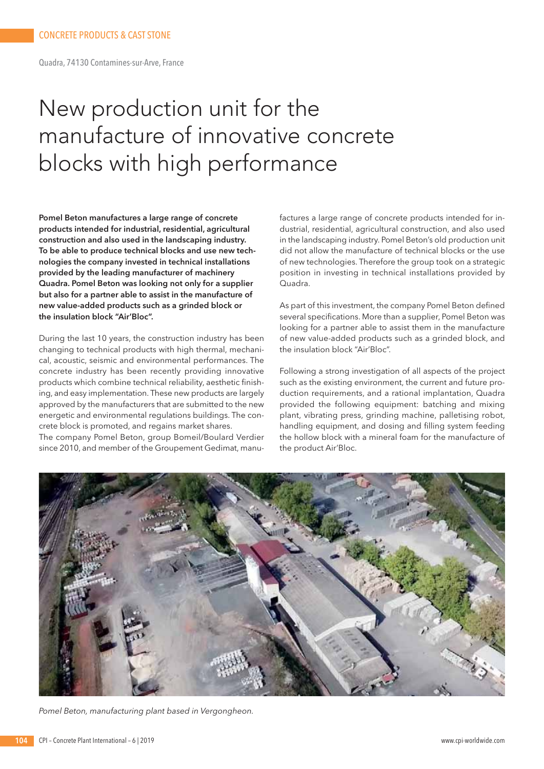CONCRETE PRODUCTS & CAST STONE

Quadra, 74130 Contamines-sur-Arve, France

# New production unit for the manufacture of innovative concrete blocks with high performance

**Pomel Beton manufactures a large range of concrete products intended for industrial, residential, agricultural construction and also used in the landscaping industry. To be able to produce technical blocks and use new technologies the company invested in technical installations provided by the leading manufacturer of machinery Quadra. Pomel Beton was looking not only for a supplier but also for a partner able to assist in the manufacture of new value-added products such as a grinded block or the insulation block "Air'Bloc".**

During the last 10 years, the construction industry has been changing to technical products with high thermal, mechanical, acoustic, seismic and environmental performances. The concrete industry has been recently providing innovative products which combine technical reliability, aesthetic finishing, and easy implementation. These new products are largely approved by the manufacturers that are submitted to the new energetic and environmental regulations buildings. The concrete block is promoted, and regains market shares.

The company Pomel Beton, group Bomeil/Boulard Verdier since 2010, and member of the Groupement Gedimat, manufactures a large range of concrete products intended for industrial, residential, agricultural construction, and also used in the landscaping industry. Pomel Beton's old production unit did not allow the manufacture of technical blocks or the use of new technologies. Therefore the group took on a strategic position in investing in technical installations provided by Quadra.

As part of this investment, the company Pomel Beton defined several specifications. More than a supplier, Pomel Beton was looking for a partner able to assist them in the manufacture of new value-added products such as a grinded block, and the insulation block "Air'Bloc".

Following a strong investigation of all aspects of the project such as the existing environment, the current and future production requirements, and a rational implantation, Quadra provided the following equipment: batching and mixing plant, vibrating press, grinding machine, palletising robot, handling equipment, and dosing and filling system feeding the hollow block with a mineral foam for the manufacture of the product Air'Bloc.

*Pomel Beton, manufacturing plant based in Vergongheon.*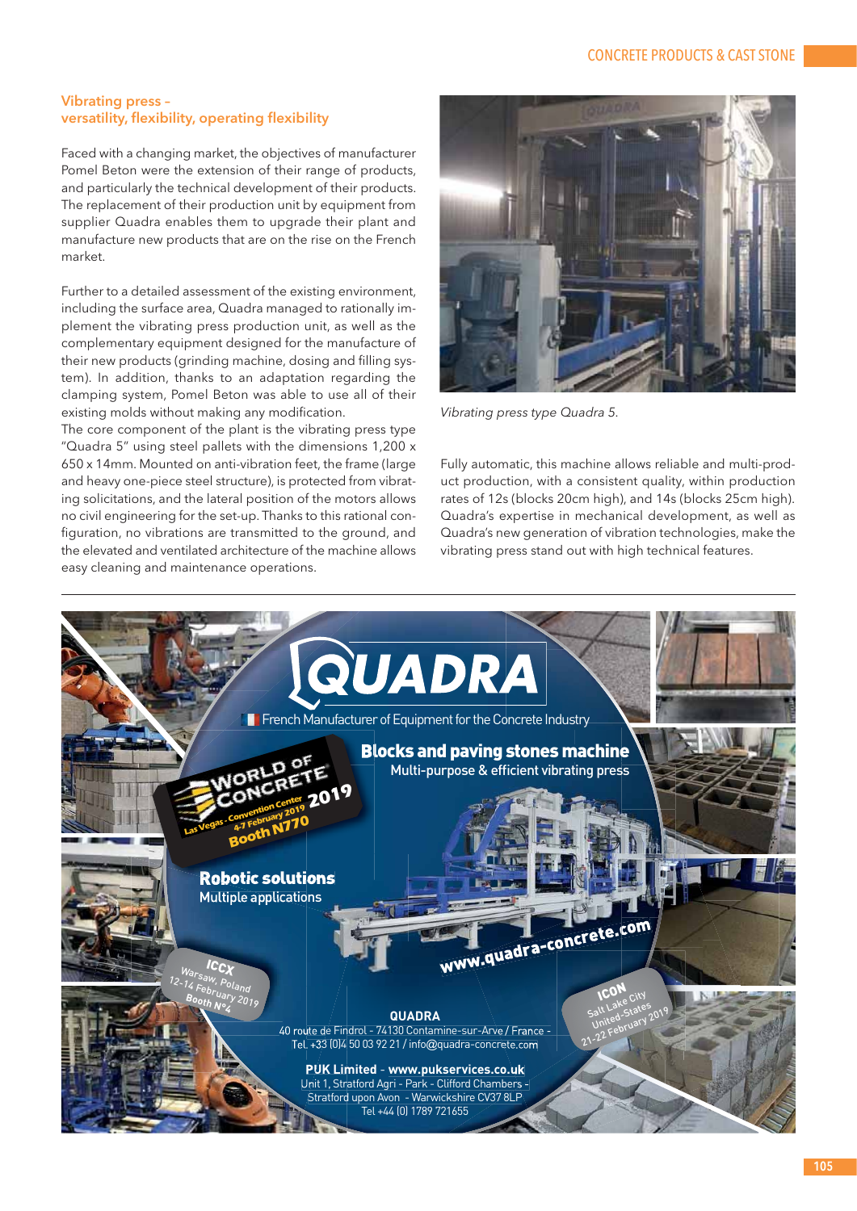## Vibrating press – versatility, flexibility, operating flexibility

Faced with a changing market, the objectives of manufacturer Pomel Beton were the extension of their range of products, and particularly the technical development of their products. The replacement of their production unit by equipment from supplier Quadra enables them to upgrade their plant and manufacture new products that are on the rise on the French market.

Further to a detailed assessment of the existing environment, including the surface area, Quadra managed to rationally implement the vibrating press production unit, as well as the complementary equipment designed for the manufacture of their new products (grinding machine, dosing and filling system). In addition, thanks to an adaptation regarding the clamping system, Pomel Beton was able to use all of their existing molds without making any modification.
The core component of the plant is the vibrating press type "Quadra 5" using steel pallets with the dimensions 1,200 x 650 x 14mm. Mounted on anti-vibration feet, the frame (large and heavy one-piece steel structure), is protected from vibrating solicitations, and the lateral position of the motors allows no civil engineering for the set-up. Thanks to this rational configuration, no vibrations are transmitted to the ground, and the elevated and ventilated architecture of the machine allows easy cleaning and maintenance operations.

*Vibrating press type Quadra 5.*

Fully automatic, this machine allows reliable and multi-product production, with a consistent quality, within production rates of 12s (blocks 20cm high), and 14s (blocks 25cm high). Quadra's expertise in mechanical development, as well as Quadra's new generation of vibration technologies, make the vibrating press stand out with high technical features.

---

**QUADRA**

French Manufacturer of Equipment for the Concrete Industry

**Blocks and paving stones machine**
Multi-purpose & efficient vibrating press

**Robotic solutions**
Multiple applications

WORLD OF CONCRETE 2019
Las Vegas - Convention Center
4-7 February 2019
Booth N770

ICCX
Warsaw, Poland
12-14 February 2019
Booth N°4

ICON
Salt Lake City
United-States
21-22 February 2019

www.quadra-concrete.com

**QUADRA**
40 route de Findrol - 74130 Contamine-sur-Arve / France -
Tel. +33 (0)4 50 03 92 21 / info@quadra-concrete.com

**PUK Limited - www.pukservices.co.uk**
Unit 1, Stratford Agri - Park - Clifford Chambers -
Stratford upon Avon - Warwickshire CV37 8LP
Tel +44 (0) 1789 721655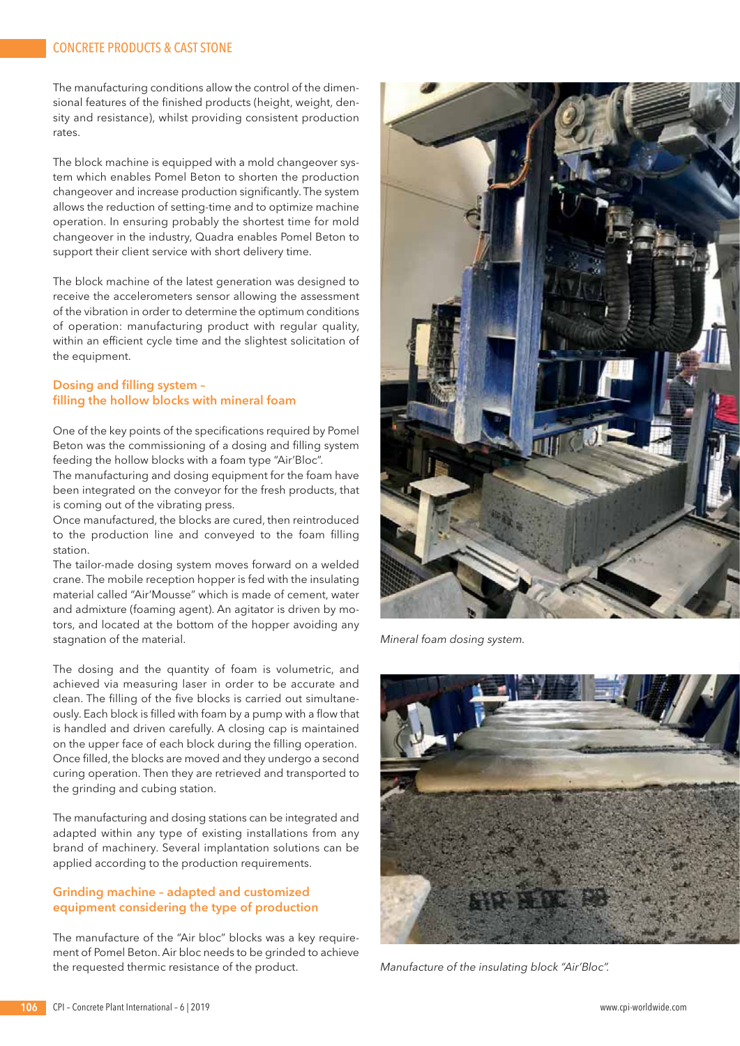The manufacturing conditions allow the control of the dimensional features of the finished products (height, weight, density and resistance), whilst providing consistent production rates.

The block machine is equipped with a mold changeover system which enables Pomel Beton to shorten the production changeover and increase production significantly. The system allows the reduction of setting-time and to optimize machine operation. In ensuring probably the shortest time for mold changeover in the industry, Quadra enables Pomel Beton to support their client service with short delivery time.

The block machine of the latest generation was designed to receive the accelerometers sensor allowing the assessment of the vibration in order to determine the optimum conditions of operation: manufacturing product with regular quality, within an efficient cycle time and the slightest solicitation of the equipment.

## Dosing and filling system – filling the hollow blocks with mineral foam

One of the key points of the specifications required by Pomel Beton was the commissioning of a dosing and filling system feeding the hollow blocks with a foam type "Air'Bloc".
The manufacturing and dosing equipment for the foam have been integrated on the conveyor for the fresh products, that is coming out of the vibrating press.
Once manufactured, the blocks are cured, then reintroduced to the production line and conveyed to the foam filling station.
The tailor-made dosing system moves forward on a welded crane. The mobile reception hopper is fed with the insulating material called "Air'Mousse" which is made of cement, water and admixture (foaming agent). An agitator is driven by motors, and located at the bottom of the hopper avoiding any stagnation of the material.

The dosing and the quantity of foam is volumetric, and achieved via measuring laser in order to be accurate and clean. The filling of the five blocks is carried out simultaneously. Each block is filled with foam by a pump with a flow that is handled and driven carefully. A closing cap is maintained on the upper face of each block during the filling operation. Once filled, the blocks are moved and they undergo a second curing operation. Then they are retrieved and transported to the grinding and cubing station.

The manufacturing and dosing stations can be integrated and adapted within any type of existing installations from any brand of machinery. Several implantation solutions can be applied according to the production requirements.

## Grinding machine – adapted and customized equipment considering the type of production

The manufacture of the "Air bloc" blocks was a key requirement of Pomel Beton. Air bloc needs to be grinded to achieve the requested thermic resistance of the product.

*Mineral foam dosing system.*

*Manufacture of the insulating block "Air'Bloc".*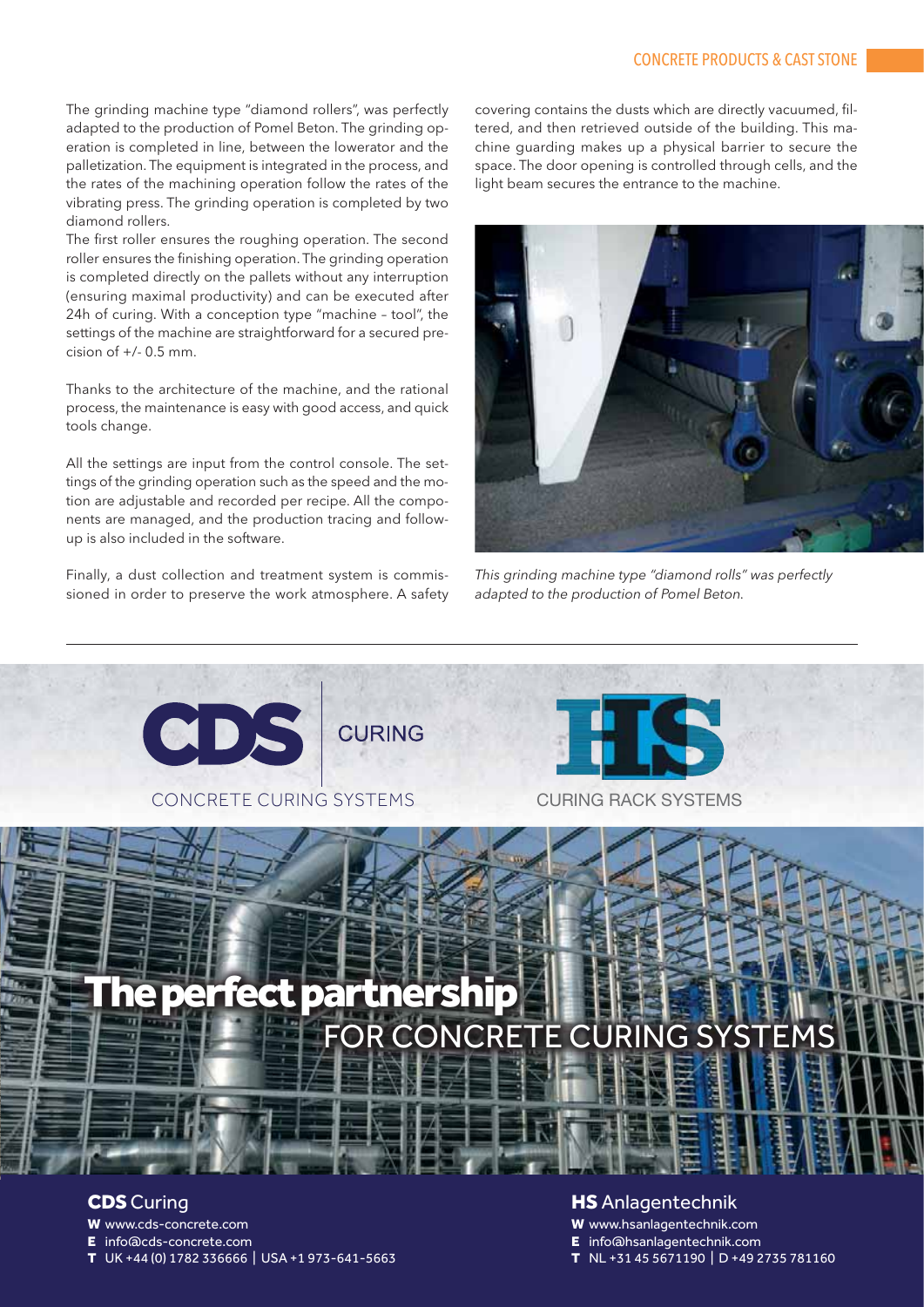The grinding machine type "diamond rollers", was perfectly adapted to the production of Pomel Beton. The grinding operation is completed in line, between the lowerator and the palletization. The equipment is integrated in the process, and the rates of the machining operation follow the rates of the vibrating press. The grinding operation is completed by two diamond rollers.

The first roller ensures the roughing operation. The second roller ensures the finishing operation. The grinding operation is completed directly on the pallets without any interruption (ensuring maximal productivity) and can be executed after 24h of curing. With a conception type "machine – tool", the settings of the machine are straightforward for a secured precision of +/- 0.5 mm.

Thanks to the architecture of the machine, and the rational process, the maintenance is easy with good access, and quick tools change.

All the settings are input from the control console. The settings of the grinding operation such as the speed and the motion are adjustable and recorded per recipe. All the components are managed, and the production tracing and follow-up is also included in the software.

Finally, a dust collection and treatment system is commissioned in order to preserve the work atmosphere. A safety covering contains the dusts which are directly vacuumed, filtered, and then retrieved outside of the building. This machine guarding makes up a physical barrier to secure the space. The door opening is controlled through cells, and the light beam secures the entrance to the machine.

*This grinding machine type "diamond rolls" was perfectly adapted to the production of Pomel Beton.*

---

CDS CURING
CONCRETE CURING SYSTEMS

HS
CURING RACK SYSTEMS

**The perfect partnership**
FOR CONCRETE CURING SYSTEMS

**CDS** Curing
**W** www.cds-concrete.com
**E** info@cds-concrete.com
**T** UK +44 (0) 1782 336666 | USA +1 973-641-5663

**HS** Anlagentechnik
**W** www.hsanlagentechnik.com
**E** info@hsanlagentechnik.com
**T** NL +31 45 5671190 | D +49 2735 781160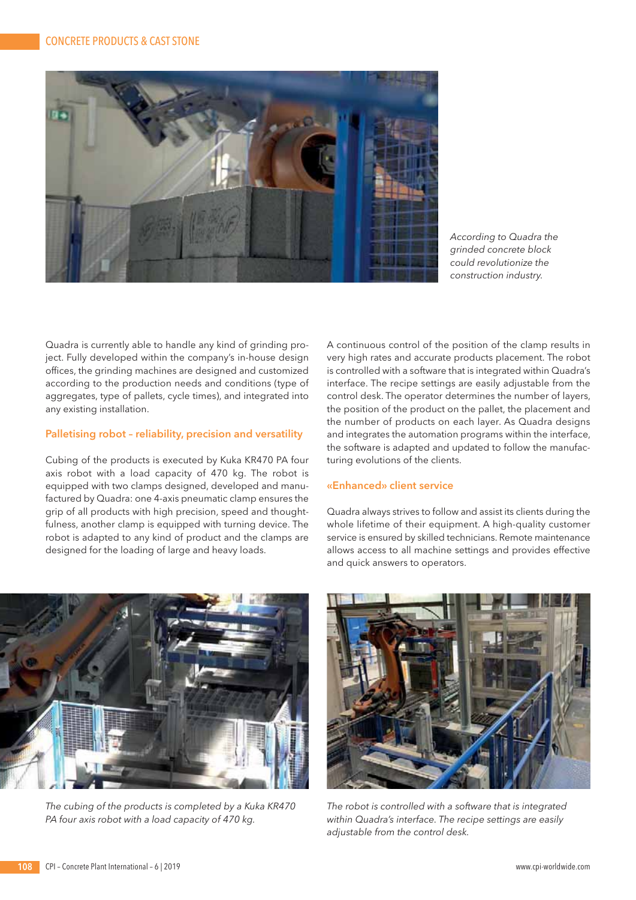According to Quadra the grinded concrete block could revolutionize the construction industry.

Quadra is currently able to handle any kind of grinding project. Fully developed within the company's in-house design offices, the grinding machines are designed and customized according to the production needs and conditions (type of aggregates, type of pallets, cycle times), and integrated into any existing installation.

## Palletising robot – reliability, precision and versatility

Cubing of the products is executed by Kuka KR470 PA four axis robot with a load capacity of 470 kg. The robot is equipped with two clamps designed, developed and manufactured by Quadra: one 4-axis pneumatic clamp ensures the grip of all products with high precision, speed and thoughtfulness, another clamp is equipped with turning device. The robot is adapted to any kind of product and the clamps are designed for the loading of large and heavy loads.

A continuous control of the position of the clamp results in very high rates and accurate products placement. The robot is controlled with a software that is integrated within Quadra's interface. The recipe settings are easily adjustable from the control desk. The operator determines the number of layers, the position of the product on the pallet, the placement and the number of products on each layer. As Quadra designs and integrates the automation programs within the interface, the software is adapted and updated to follow the manufacturing evolutions of the clients.

## «Enhanced» client service

Quadra always strives to follow and assist its clients during the whole lifetime of their equipment. A high-quality customer service is ensured by skilled technicians. Remote maintenance allows access to all machine settings and provides effective and quick answers to operators.

*The cubing of the products is completed by a Kuka KR470 PA four axis robot with a load capacity of 470 kg.*

*The robot is controlled with a software that is integrated within Quadra's interface. The recipe settings are easily adjustable from the control desk.*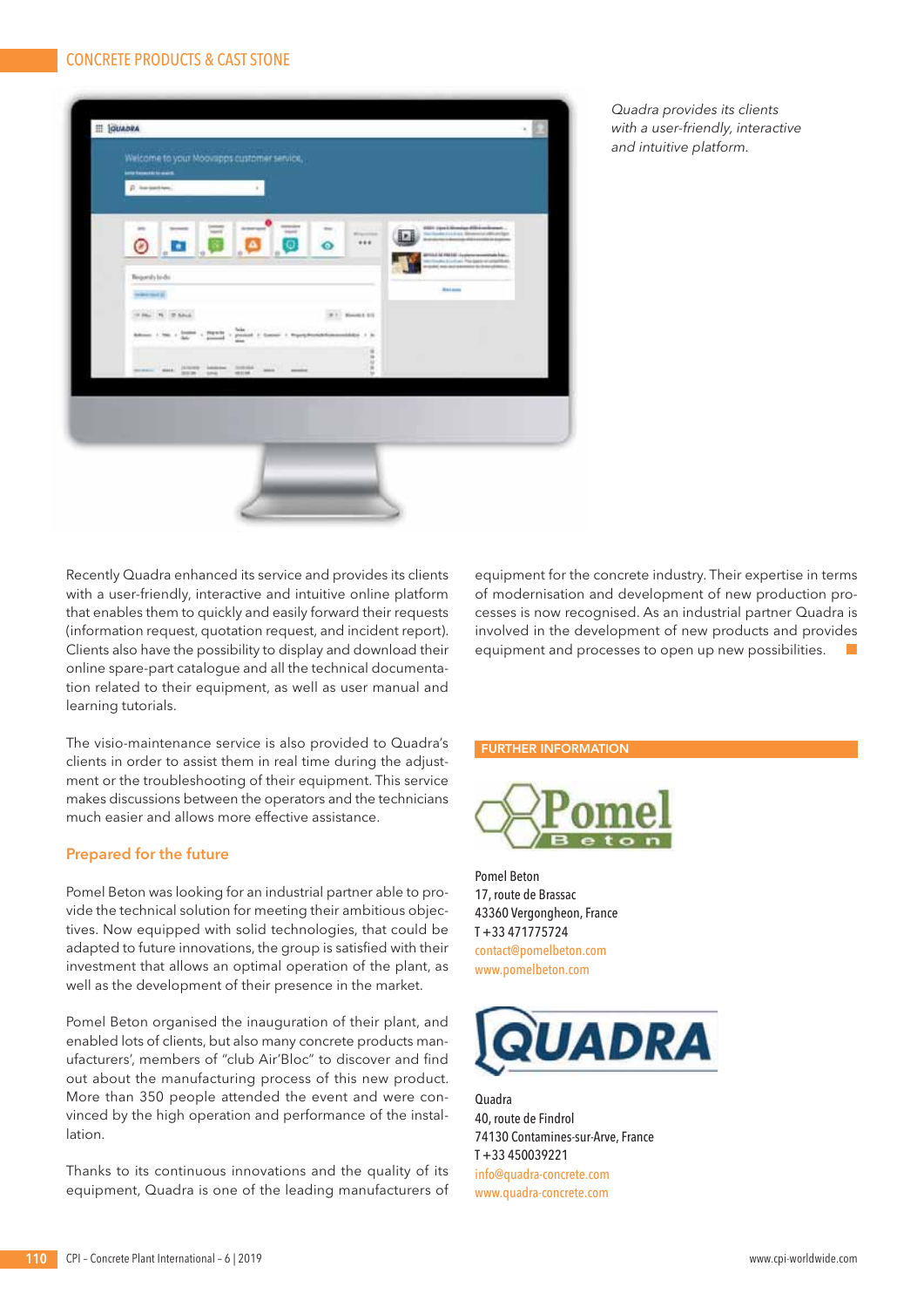*Quadra provides its clients with a user-friendly, interactive and intuitive platform.*

Recently Quadra enhanced its service and provides its clients with a user-friendly, interactive and intuitive platform that enables them to quickly and easily forward their requests (information request, quotation request, and incident report). Clients also have the possibility to display and download their online spare-part catalogue and all the technical documentation related to their equipment, as well as user manual and learning tutorials.

The visio-maintenance service is also provided to Quadra's clients in order to assist them in real time during the adjustment or the troubleshooting of their equipment. This service makes discussions between the operators and the technicians much easier and allows more effective assistance.

## Prepared for the future

Pomel Beton was looking for an industrial partner able to provide the technical solution for meeting their ambitious objectives. Now equipped with solid technologies, that could be adapted to future innovations, the group is satisfied with their investment that allows an optimal operation of the plant, as well as the development of their presence in the market.

Pomel Beton organised the inauguration of their plant, and enabled lots of clients, but also many concrete products manufacturers', members of "club Air'Bloc" to discover and find out about the manufacturing process of this new product. More than 350 people attended the event and were convinced by the high operation and performance of the installation.

Thanks to its continuous innovations and the quality of its equipment, Quadra is one of the leading manufacturers of equipment for the concrete industry. Their expertise in terms of modernisation and development of new production processes is now recognised. As an industrial partner Quadra is involved in the development of new products and provides equipment and processes to open up new possibilities.

## FURTHER INFORMATION

Pomel Beton
17, route de Brassac
43360 Vergongheon, France
T +33 471775724
contact@pomelbeton.com
www.pomelbeton.com

Quadra
40, route de Findrol
74130 Contamines-sur-Arve, France
T +33 450039221
info@quadra-concrete.com
www.quadra-concrete.com